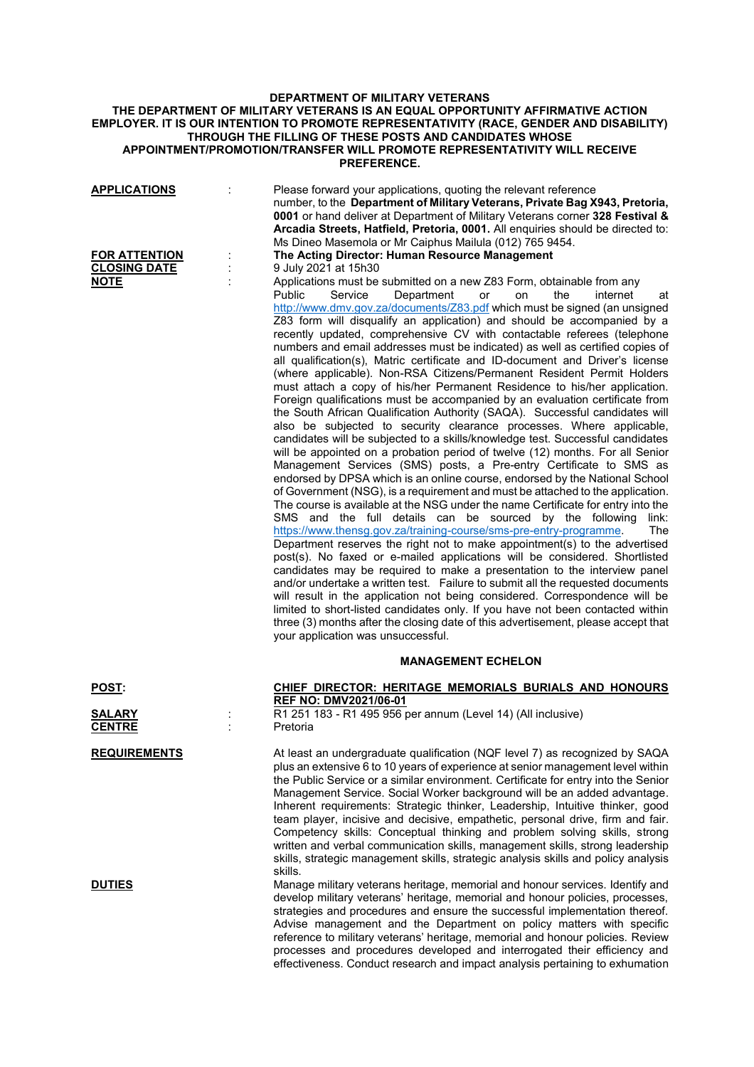**DEPARTMENT OF MILITARY VETERANS**
**THE DEPARTMENT OF MILITARY VETERANS IS AN EQUAL OPPORTUNITY AFFIRMATIVE ACTION EMPLOYER. IT IS OUR INTENTION TO PROMOTE REPRESENTATIVITY (RACE, GENDER AND DISABILITY) THROUGH THE FILLING OF THESE POSTS AND CANDIDATES WHOSE APPOINTMENT/PROMOTION/TRANSFER WILL PROMOTE REPRESENTATIVITY WILL RECEIVE PREFERENCE.**

**APPLICATIONS** : Please forward your applications, quoting the relevant reference number, to the **Department of Military Veterans, Private Bag X943, Pretoria, 0001** or hand deliver at Department of Military Veterans corner **328 Festival & Arcadia Streets, Hatfield, Pretoria, 0001.** All enquiries should be directed to: Ms Dineo Masemola or Mr Caiphus Mailula (012) 765 9454.

**FOR ATTENTION** : **The Acting Director: Human Resource Management**

**CLOSING DATE** : 9 July 2021 at 15h30

**NOTE** : Applications must be submitted on a new Z83 Form, obtainable from any Public Service Department or on the internet at http://www.dmv.gov.za/documents/Z83.pdf which must be signed (an unsigned Z83 form will disqualify an application) and should be accompanied by a recently updated, comprehensive CV with contactable referees (telephone numbers and email addresses must be indicated) as well as certified copies of all qualification(s), Matric certificate and ID-document and Driver's license (where applicable). Non-RSA Citizens/Permanent Resident Permit Holders must attach a copy of his/her Permanent Residence to his/her application. Foreign qualifications must be accompanied by an evaluation certificate from the South African Qualification Authority (SAQA). Successful candidates will also be subjected to security clearance processes. Where applicable, candidates will be subjected to a skills/knowledge test. Successful candidates will be appointed on a probation period of twelve (12) months. For all Senior Management Services (SMS) posts, a Pre-entry Certificate to SMS as endorsed by DPSA which is an online course, endorsed by the National School of Government (NSG), is a requirement and must be attached to the application. The course is available at the NSG under the name Certificate for entry into the SMS and the full details can be sourced by the following link: https://www.thensg.gov.za/training-course/sms-pre-entry-programme. The Department reserves the right not to make appointment(s) to the advertised post(s). No faxed or e-mailed applications will be considered. Shortlisted candidates may be required to make a presentation to the interview panel and/or undertake a written test. Failure to submit all the requested documents will result in the application not being considered. Correspondence will be limited to short-listed candidates only. If you have not been contacted within three (3) months after the closing date of this advertisement, please accept that your application was unsuccessful.

## MANAGEMENT ECHELON

**POST:** **CHIEF DIRECTOR: HERITAGE MEMORIALS BURIALS AND HONOURS REF NO: DMV2021/06-01**

**SALARY** : R1 251 183 - R1 495 956 per annum (Level 14) (All inclusive)

**CENTRE** : Pretoria

**REQUIREMENTS** : At least an undergraduate qualification (NQF level 7) as recognized by SAQA plus an extensive 6 to 10 years of experience at senior management level within the Public Service or a similar environment. Certificate for entry into the Senior Management Service. Social Worker background will be an added advantage. Inherent requirements: Strategic thinker, Leadership, Intuitive thinker, good team player, incisive and decisive, empathetic, personal drive, firm and fair. Competency skills: Conceptual thinking and problem solving skills, strong written and verbal communication skills, management skills, strong leadership skills, strategic management skills, strategic analysis skills and policy analysis skills.

**DUTIES** : Manage military veterans heritage, memorial and honour services. Identify and develop military veterans' heritage, memorial and honour policies, processes, strategies and procedures and ensure the successful implementation thereof. Advise management and the Department on policy matters with specific reference to military veterans' heritage, memorial and honour policies. Review processes and procedures developed and interrogated their efficiency and effectiveness. Conduct research and impact analysis pertaining to exhumation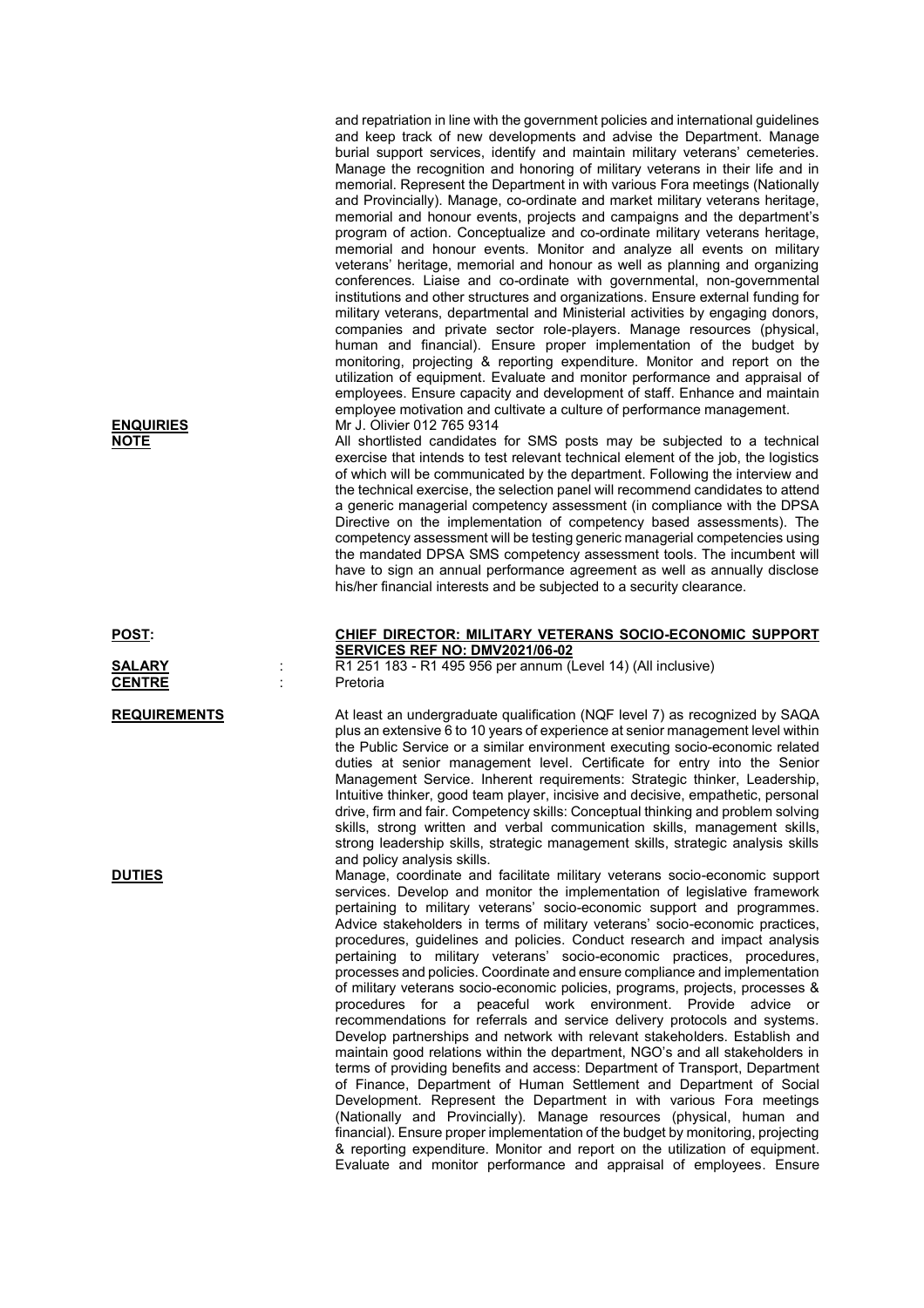and repatriation in line with the government policies and international guidelines and keep track of new developments and advise the Department. Manage burial support services, identify and maintain military veterans' cemeteries. Manage the recognition and honoring of military veterans in their life and in memorial. Represent the Department in with various Fora meetings (Nationally and Provincially). Manage, co-ordinate and market military veterans heritage, memorial and honour events, projects and campaigns and the department's program of action. Conceptualize and co-ordinate military veterans heritage, memorial and honour events. Monitor and analyze all events on military veterans' heritage, memorial and honour as well as planning and organizing conferences. Liaise and co-ordinate with governmental, non-governmental institutions and other structures and organizations. Ensure external funding for military veterans, departmental and Ministerial activities by engaging donors, companies and private sector role-players. Manage resources (physical, human and financial). Ensure proper implementation of the budget by monitoring, projecting & reporting expenditure. Monitor and report on the utilization of equipment. Evaluate and monitor performance and appraisal of employees. Ensure capacity and development of staff. Enhance and maintain employee motivation and cultivate a culture of performance management.

**ENQUIRIES** Mr J. Olivier 012 765 9314

**NOTE** All shortlisted candidates for SMS posts may be subjected to a technical exercise that intends to test relevant technical element of the job, the logistics of which will be communicated by the department. Following the interview and the technical exercise, the selection panel will recommend candidates to attend a generic managerial competency assessment (in compliance with the DPSA Directive on the implementation of competency based assessments). The competency assessment will be testing generic managerial competencies using the mandated DPSA SMS competency assessment tools. The incumbent will have to sign an annual performance agreement as well as annually disclose his/her financial interests and be subjected to a security clearance.

**POST:** **CHIEF DIRECTOR: MILITARY VETERANS SOCIO-ECONOMIC SUPPORT SERVICES REF NO: DMV2021/06-02**

**SALARY** : R1 251 183 - R1 495 956 per annum (Level 14) (All inclusive)

**CENTRE** : Pretoria

**REQUIREMENTS** At least an undergraduate qualification (NQF level 7) as recognized by SAQA plus an extensive 6 to 10 years of experience at senior management level within the Public Service or a similar environment executing socio-economic related duties at senior management level. Certificate for entry into the Senior Management Service. Inherent requirements: Strategic thinker, Leadership, Intuitive thinker, good team player, incisive and decisive, empathetic, personal drive, firm and fair. Competency skills: Conceptual thinking and problem solving skills, strong written and verbal communication skills, management skills, strong leadership skills, strategic management skills, strategic analysis skills and policy analysis skills.

**DUTIES** Manage, coordinate and facilitate military veterans socio-economic support services. Develop and monitor the implementation of legislative framework pertaining to military veterans' socio-economic support and programmes. Advice stakeholders in terms of military veterans' socio-economic practices, procedures, guidelines and policies. Conduct research and impact analysis pertaining to military veterans' socio-economic practices, procedures, processes and policies. Coordinate and ensure compliance and implementation of military veterans socio-economic policies, programs, projects, processes & procedures for a peaceful work environment. Provide advice or recommendations for referrals and service delivery protocols and systems. Develop partnerships and network with relevant stakeholders. Establish and maintain good relations within the department, NGO's and all stakeholders in terms of providing benefits and access: Department of Transport, Department of Finance, Department of Human Settlement and Department of Social Development. Represent the Department in with various Fora meetings (Nationally and Provincially). Manage resources (physical, human and financial). Ensure proper implementation of the budget by monitoring, projecting & reporting expenditure. Monitor and report on the utilization of equipment. Evaluate and monitor performance and appraisal of employees. Ensure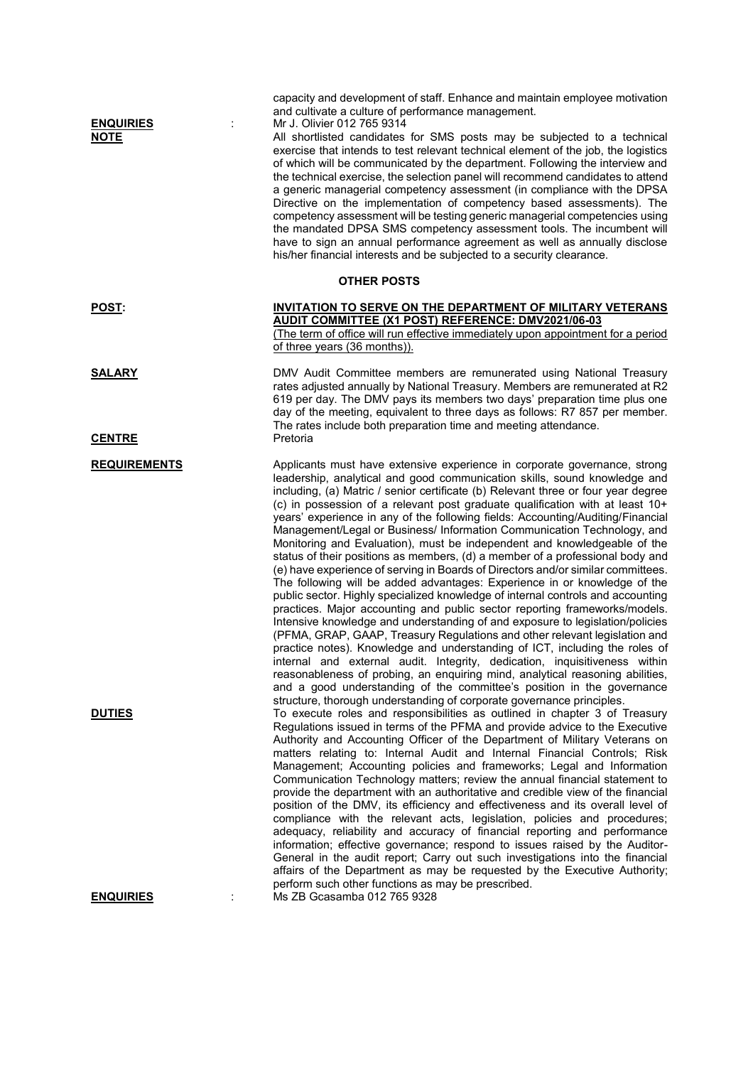capacity and development of staff. Enhance and maintain employee motivation and cultivate a culture of performance management.

**ENQUIRIES** : Mr J. Olivier 012 765 9314

**NOTE** All shortlisted candidates for SMS posts may be subjected to a technical exercise that intends to test relevant technical element of the job, the logistics of which will be communicated by the department. Following the interview and the technical exercise, the selection panel will recommend candidates to attend a generic managerial competency assessment (in compliance with the DPSA Directive on the implementation of competency based assessments). The competency assessment will be testing generic managerial competencies using the mandated DPSA SMS competency assessment tools. The incumbent will have to sign an annual performance agreement as well as annually disclose his/her financial interests and be subjected to a security clearance.

## OTHER POSTS

**POST:** **INVITATION TO SERVE ON THE DEPARTMENT OF MILITARY VETERANS AUDIT COMMITTEE (X1 POST) REFERENCE: DMV2021/06-03**
(The term of office will run effective immediately upon appointment for a period of three years (36 months)).

**SALARY** DMV Audit Committee members are remunerated using National Treasury rates adjusted annually by National Treasury. Members are remunerated at R2 619 per day. The DMV pays its members two days' preparation time plus one day of the meeting, equivalent to three days as follows: R7 857 per member. The rates include both preparation time and meeting attendance.

**CENTRE** Pretoria

**REQUIREMENTS** Applicants must have extensive experience in corporate governance, strong leadership, analytical and good communication skills, sound knowledge and including, (a) Matric / senior certificate (b) Relevant three or four year degree (c) in possession of a relevant post graduate qualification with at least 10+ years' experience in any of the following fields: Accounting/Auditing/Financial Management/Legal or Business/ Information Communication Technology, and Monitoring and Evaluation), must be independent and knowledgeable of the status of their positions as members, (d) a member of a professional body and (e) have experience of serving in Boards of Directors and/or similar committees. The following will be added advantages: Experience in or knowledge of the public sector. Highly specialized knowledge of internal controls and accounting practices. Major accounting and public sector reporting frameworks/models. Intensive knowledge and understanding of and exposure to legislation/policies (PFMA, GRAP, GAAP, Treasury Regulations and other relevant legislation and practice notes). Knowledge and understanding of ICT, including the roles of internal and external audit. Integrity, dedication, inquisitiveness within reasonableness of probing, an enquiring mind, analytical reasoning abilities, and a good understanding of the committee's position in the governance structure, thorough understanding of corporate governance principles.

**DUTIES** To execute roles and responsibilities as outlined in chapter 3 of Treasury Regulations issued in terms of the PFMA and provide advice to the Executive Authority and Accounting Officer of the Department of Military Veterans on matters relating to: Internal Audit and Internal Financial Controls; Risk Management; Accounting policies and frameworks; Legal and Information Communication Technology matters; review the annual financial statement to provide the department with an authoritative and credible view of the financial position of the DMV, its efficiency and effectiveness and its overall level of compliance with the relevant acts, legislation, policies and procedures; adequacy, reliability and accuracy of financial reporting and performance information; effective governance; respond to issues raised by the Auditor-General in the audit report; Carry out such investigations into the financial affairs of the Department as may be requested by the Executive Authority; perform such other functions as may be prescribed.

**ENQUIRIES** : Ms ZB Gcasamba 012 765 9328